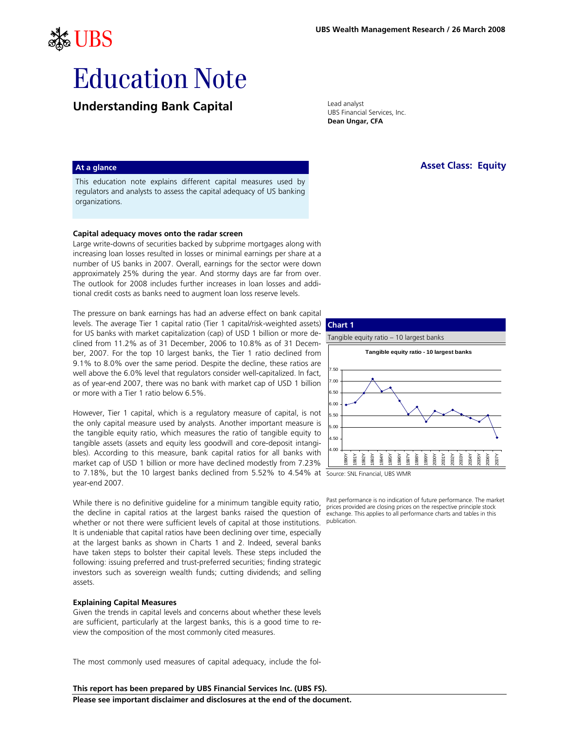UBS Wealth Management Research / 26 March 2008

# Education Note

## Understanding Bank Capital

Lead analyst
UBS Financial Services, Inc.
**Dean Ungar, CFA**

**Asset Class: Equity**

**At a glance**

This education note explains different capital measures used by regulators and analysts to assess the capital adequacy of US banking organizations.

### Capital adequacy moves onto the radar screen

Large write-downs of securities backed by subprime mortgages along with increasing loan losses resulted in losses or minimal earnings per share at a number of US banks in 2007. Overall, earnings for the sector were down approximately 25% during the year. And stormy days are far from over. The outlook for 2008 includes further increases in loan losses and additional credit costs as banks need to augment loan loss reserve levels.

The pressure on bank earnings has had an adverse effect on bank capital levels. The average Tier 1 capital ratio (Tier 1 capital/risk-weighted assets) for US banks with market capitalization (cap) of USD 1 billion or more declined from 11.2% as of 31 December, 2006 to 10.8% as of 31 December, 2007. For the top 10 largest banks, the Tier 1 ratio declined from 9.1% to 8.0% over the same period. Despite the decline, these ratios are well above the 6.0% level that regulators consider well-capitalized. In fact, as of year-end 2007, there was no bank with market cap of USD 1 billion or more with a Tier 1 ratio below 6.5%.

However, Tier 1 capital, which is a regulatory measure of capital, is not the only capital measure used by analysts. Another important measure is the tangible equity ratio, which measures the ratio of tangible equity to tangible assets (assets and equity less goodwill and core-deposit intangibles). According to this measure, bank capital ratios for all banks with market cap of USD 1 billion or more have declined modestly from 7.23% to 7.18%, but the 10 largest banks declined from 5.52% to 4.54% at year-end 2007.

**Chart 1**

Tangible equity ratio – 10 largest banks

Tangible equity ratio - 10 largest banks

7.50
7.00
6.50
6.00
5.50
5.00
4.50
4.00

1990Y 1991Y 1992Y 1993Y 1994Y 1995Y 1996Y 1997Y 1998Y 1999Y 2000Y 2001Y 2002Y 2003Y 2004Y 2005Y 2006Y 2007Y

Source: SNL Financial, UBS WMR

Past performance is no indication of future performance. The market prices provided are closing prices on the respective principle stock exchange. This applies to all performance charts and tables in this publication.

While there is no definitive guideline for a minimum tangible equity ratio, the decline in capital ratios at the largest banks raised the question of whether or not there were sufficient levels of capital at those institutions. It is undeniable that capital ratios have been declining over time, especially at the largest banks as shown in Charts 1 and 2. Indeed, several banks have taken steps to bolster their capital levels. These steps included the following: issuing preferred and trust-preferred securities; finding strategic investors such as sovereign wealth funds; cutting dividends; and selling assets.

### Explaining Capital Measures

Given the trends in capital levels and concerns about whether these levels are sufficient, particularly at the largest banks, this is a good time to review the composition of the most commonly cited measures.

The most commonly used measures of capital adequacy, include the fol-

**This report has been prepared by UBS Financial Services Inc. (UBS FS).**
**Please see important disclaimer and disclosures at the end of the document.**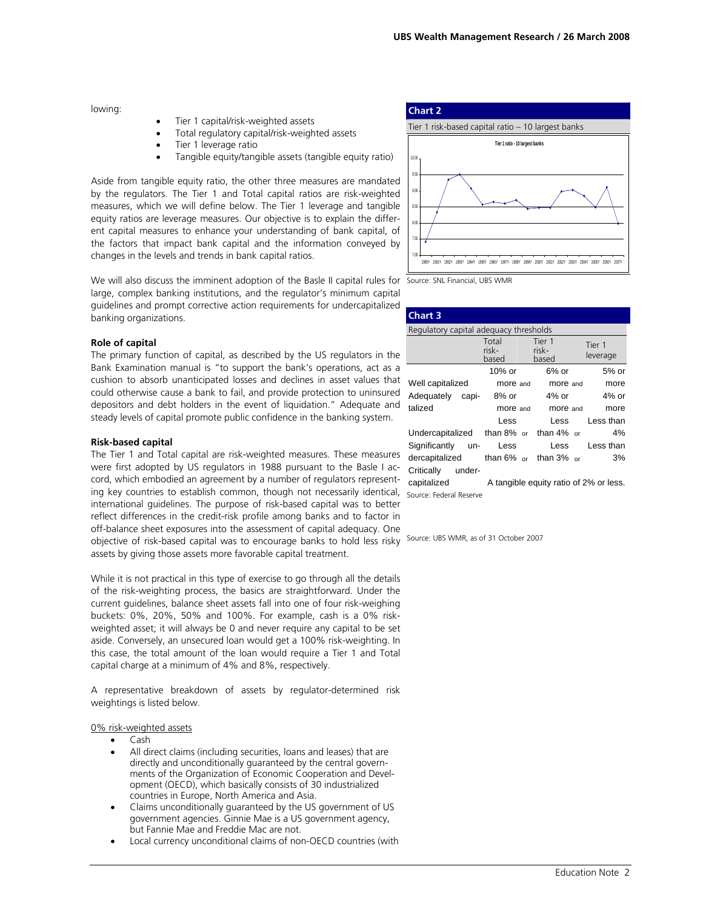lowing:

- Tier 1 capital/risk-weighted assets
- Total regulatory capital/risk-weighted assets
- Tier 1 leverage ratio
- Tangible equity/tangible assets (tangible equity ratio)

Aside from tangible equity ratio, the other three measures are mandated by the regulators. The Tier 1 and Total capital ratios are risk-weighted measures, which we will define below. The Tier 1 leverage and tangible equity ratios are leverage measures. Our objective is to explain the different capital measures to enhance your understanding of bank capital, of the factors that impact bank capital and the information conveyed by changes in the levels and trends in bank capital ratios.

We will also discuss the imminent adoption of the Basle II capital rules for large, complex banking institutions, and the regulator's minimum capital guidelines and prompt corrective action requirements for undercapitalized banking organizations.

**Chart 2**

Tier 1 risk-based capital ratio – 10 largest banks

Tier 1 ratio - 10 largest banks

10.00
9.50
9.00
8.50
8.00
7.50
7.00

1990Y 1991Y 1992Y 1993Y 1994Y 1995Y 1996Y 1997Y 1998Y 1999Y 2000Y 2001Y 2002Y 2003Y 2004Y 2005Y 2006Y 2007Y

Source: SNL Financial, UBS WMR

**Chart 3**

Regulatory capital adequacy thresholds

| | Total risk-based | | Tier 1 risk-based | | Tier 1 leverage |
|---|---|---|---|---|---|
| Well capitalized | 10% or more | and | 6% or more | and | 5% or more |
| Adequately capitalized | 8% or more | and | 4% or more | and | 4% or more |
| Undercapitalized | Less than 8% | or | Less than 4% | or | Less than 4% |
| Significantly undercapitalized | Less than 6% | or | Less than 3% | or | Less than 3% |
| Critically undercapitalized | A tangible equity ratio of 2% or less. | | | | |

Source: Federal Reserve

Source: UBS WMR, as of 31 October 2007

### Role of capital

The primary function of capital, as described by the US regulators in the Bank Examination manual is "to support the bank's operations, act as a cushion to absorb unanticipated losses and declines in asset values that could otherwise cause a bank to fail, and provide protection to uninsured depositors and debt holders in the event of liquidation." Adequate and steady levels of capital promote public confidence in the banking system.

### Risk-based capital

The Tier 1 and Total capital are risk-weighted measures. These measures were first adopted by US regulators in 1988 pursuant to the Basle I accord, which embodied an agreement by a number of regulators representing key countries to establish common, though not necessarily identical, international guidelines. The purpose of risk-based capital was to better reflect differences in the credit-risk profile among banks and to factor in off-balance sheet exposures into the assessment of capital adequacy. One objective of risk-based capital was to encourage banks to hold less risky assets by giving those assets more favorable capital treatment.

While it is not practical in this type of exercise to go through all the details of the risk-weighting process, the basics are straightforward. Under the current guidelines, balance sheet assets fall into one of four risk-weighing buckets: 0%, 20%, 50% and 100%. For example, cash is a 0% risk-weighted asset; it will always be 0 and never require any capital to be set aside. Conversely, an unsecured loan would get a 100% risk-weighting. In this case, the total amount of the loan would require a Tier 1 and Total capital charge at a minimum of 4% and 8%, respectively.

A representative breakdown of assets by regulator-determined risk weightings is listed below.

0% risk-weighted assets

- Cash
- All direct claims (including securities, loans and leases) that are directly and unconditionally guaranteed by the central governments of the Organization of Economic Cooperation and Development (OECD), which basically consists of 30 industrialized countries in Europe, North America and Asia.
- Claims unconditionally guaranteed by the US government of US government agencies. Ginnie Mae is a US government agency, but Fannie Mae and Freddie Mac are not.
- Local currency unconditional claims of non-OECD countries (with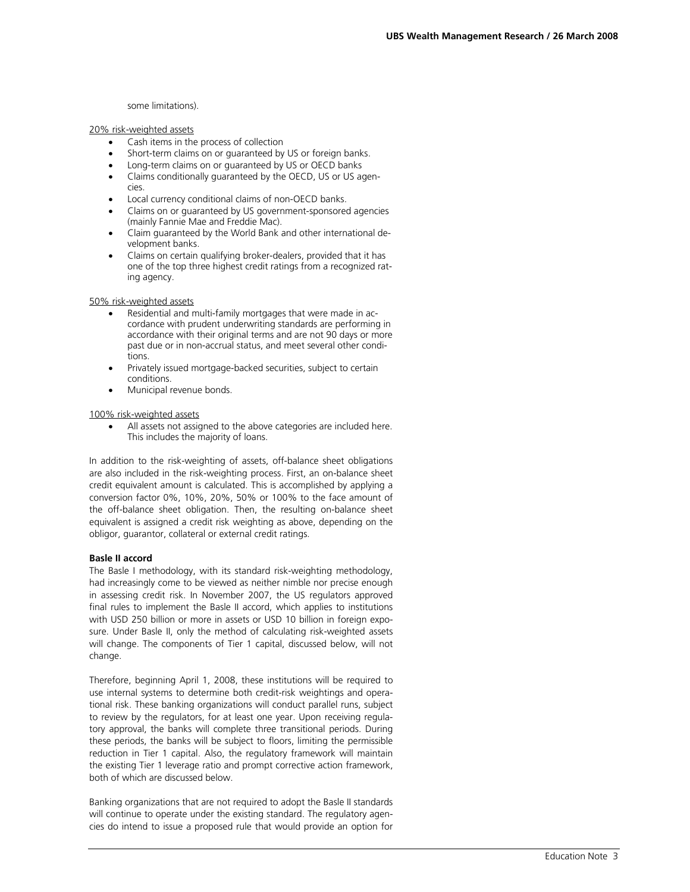some limitations).

<u>20% risk-weighted assets</u>

- Cash items in the process of collection
- Short-term claims on or guaranteed by US or foreign banks.
- Long-term claims on or guaranteed by US or OECD banks
- Claims conditionally guaranteed by the OECD, US or US agencies.
- Local currency conditional claims of non-OECD banks.
- Claims on or guaranteed by US government-sponsored agencies (mainly Fannie Mae and Freddie Mac).
- Claim guaranteed by the World Bank and other international development banks.
- Claims on certain qualifying broker-dealers, provided that it has one of the top three highest credit ratings from a recognized rating agency.

<u>50% risk-weighted assets</u>

- Residential and multi-family mortgages that were made in accordance with prudent underwriting standards are performing in accordance with their original terms and are not 90 days or more past due or in non-accrual status, and meet several other conditions.
- Privately issued mortgage-backed securities, subject to certain conditions.
- Municipal revenue bonds.

<u>100% risk-weighted assets</u>

- All assets not assigned to the above categories are included here. This includes the majority of loans.

In addition to the risk-weighting of assets, off-balance sheet obligations are also included in the risk-weighting process. First, an on-balance sheet credit equivalent amount is calculated. This is accomplished by applying a conversion factor 0%, 10%, 20%, 50% or 100% to the face amount of the off-balance sheet obligation. Then, the resulting on-balance sheet equivalent is assigned a credit risk weighting as above, depending on the obligor, guarantor, collateral or external credit ratings.

**Basle II accord**

The Basle I methodology, with its standard risk-weighting methodology, had increasingly come to be viewed as neither nimble nor precise enough in assessing credit risk. In November 2007, the US regulators approved final rules to implement the Basle II accord, which applies to institutions with USD 250 billion or more in assets or USD 10 billion in foreign exposure. Under Basle II, only the method of calculating risk-weighted assets will change. The components of Tier 1 capital, discussed below, will not change.

Therefore, beginning April 1, 2008, these institutions will be required to use internal systems to determine both credit-risk weightings and operational risk. These banking organizations will conduct parallel runs, subject to review by the regulators, for at least one year. Upon receiving regulatory approval, the banks will complete three transitional periods. During these periods, the banks will be subject to floors, limiting the permissible reduction in Tier 1 capital. Also, the regulatory framework will maintain the existing Tier 1 leverage ratio and prompt corrective action framework, both of which are discussed below.

Banking organizations that are not required to adopt the Basle II standards will continue to operate under the existing standard. The regulatory agencies do intend to issue a proposed rule that would provide an option for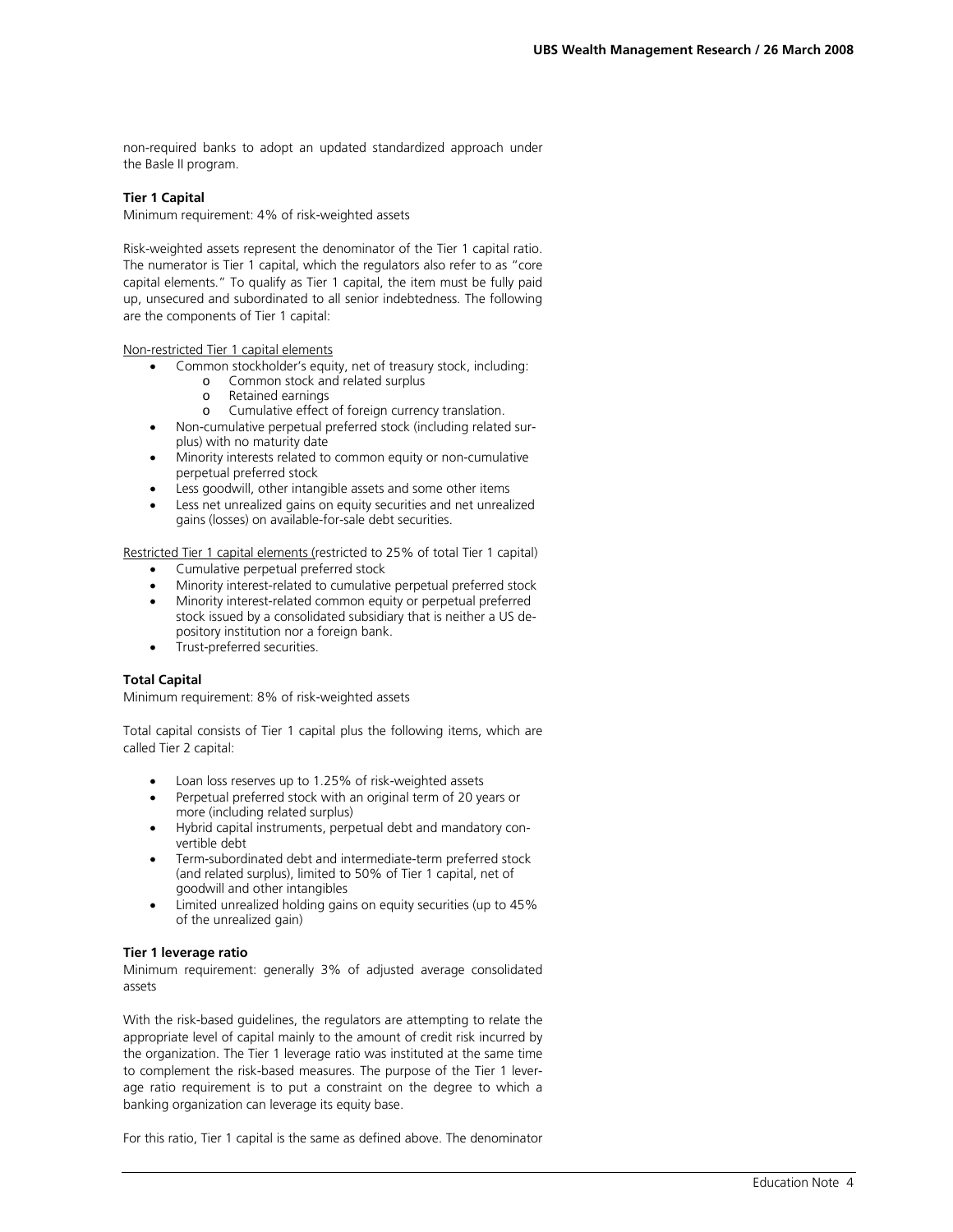non-required banks to adopt an updated standardized approach under the Basle II program.

**Tier 1 Capital**

Minimum requirement: 4% of risk-weighted assets

Risk-weighted assets represent the denominator of the Tier 1 capital ratio. The numerator is Tier 1 capital, which the regulators also refer to as "core capital elements." To qualify as Tier 1 capital, the item must be fully paid up, unsecured and subordinated to all senior indebtedness. The following are the components of Tier 1 capital:

Non-restricted Tier 1 capital elements

- Common stockholder's equity, net of treasury stock, including:
  - Common stock and related surplus
  - Retained earnings
  - Cumulative effect of foreign currency translation.
- Non-cumulative perpetual preferred stock (including related surplus) with no maturity date
- Minority interests related to common equity or non-cumulative perpetual preferred stock
- Less goodwill, other intangible assets and some other items
- Less net unrealized gains on equity securities and net unrealized gains (losses) on available-for-sale debt securities.

Restricted Tier 1 capital elements (restricted to 25% of total Tier 1 capital)

- Cumulative perpetual preferred stock
- Minority interest-related to cumulative perpetual preferred stock
- Minority interest-related common equity or perpetual preferred stock issued by a consolidated subsidiary that is neither a US depository institution nor a foreign bank.
- Trust-preferred securities.

**Total Capital**

Minimum requirement: 8% of risk-weighted assets

Total capital consists of Tier 1 capital plus the following items, which are called Tier 2 capital:

- Loan loss reserves up to 1.25% of risk-weighted assets
- Perpetual preferred stock with an original term of 20 years or more (including related surplus)
- Hybrid capital instruments, perpetual debt and mandatory convertible debt
- Term-subordinated debt and intermediate-term preferred stock (and related surplus), limited to 50% of Tier 1 capital, net of goodwill and other intangibles
- Limited unrealized holding gains on equity securities (up to 45% of the unrealized gain)

**Tier 1 leverage ratio**

Minimum requirement: generally 3% of adjusted average consolidated assets

With the risk-based guidelines, the regulators are attempting to relate the appropriate level of capital mainly to the amount of credit risk incurred by the organization. The Tier 1 leverage ratio was instituted at the same time to complement the risk-based measures. The purpose of the Tier 1 leverage ratio requirement is to put a constraint on the degree to which a banking organization can leverage its equity base.

For this ratio, Tier 1 capital is the same as defined above. The denominator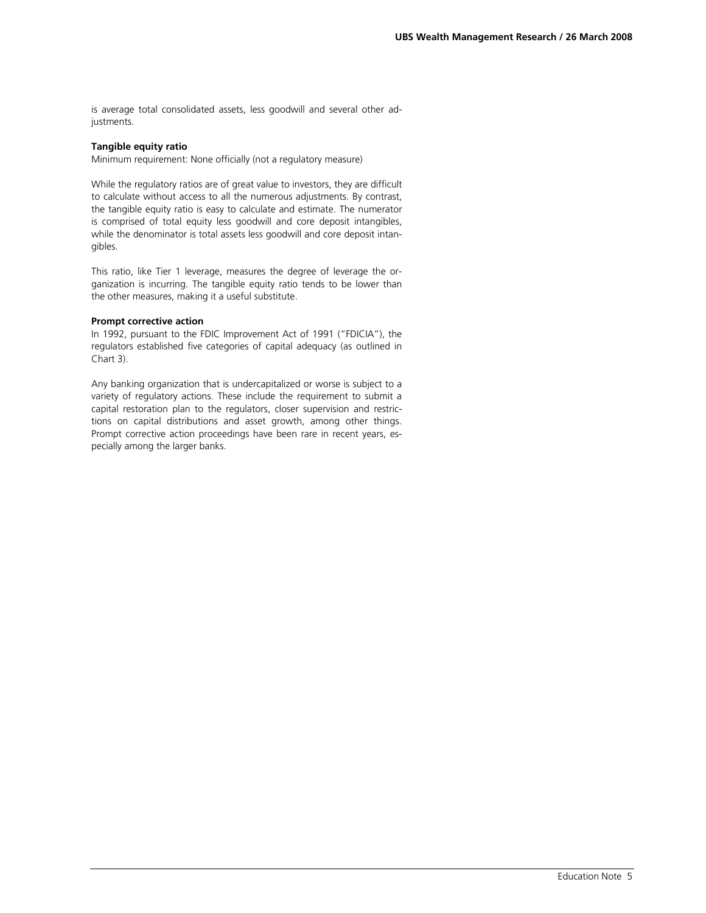is average total consolidated assets, less goodwill and several other adjustments.

**Tangible equity ratio**

Minimum requirement: None officially (not a regulatory measure)

While the regulatory ratios are of great value to investors, they are difficult to calculate without access to all the numerous adjustments. By contrast, the tangible equity ratio is easy to calculate and estimate. The numerator is comprised of total equity less goodwill and core deposit intangibles, while the denominator is total assets less goodwill and core deposit intangibles.

This ratio, like Tier 1 leverage, measures the degree of leverage the organization is incurring. The tangible equity ratio tends to be lower than the other measures, making it a useful substitute.

**Prompt corrective action**

In 1992, pursuant to the FDIC Improvement Act of 1991 ("FDICIA"), the regulators established five categories of capital adequacy (as outlined in Chart 3).

Any banking organization that is undercapitalized or worse is subject to a variety of regulatory actions. These include the requirement to submit a capital restoration plan to the regulators, closer supervision and restrictions on capital distributions and asset growth, among other things. Prompt corrective action proceedings have been rare in recent years, especially among the larger banks.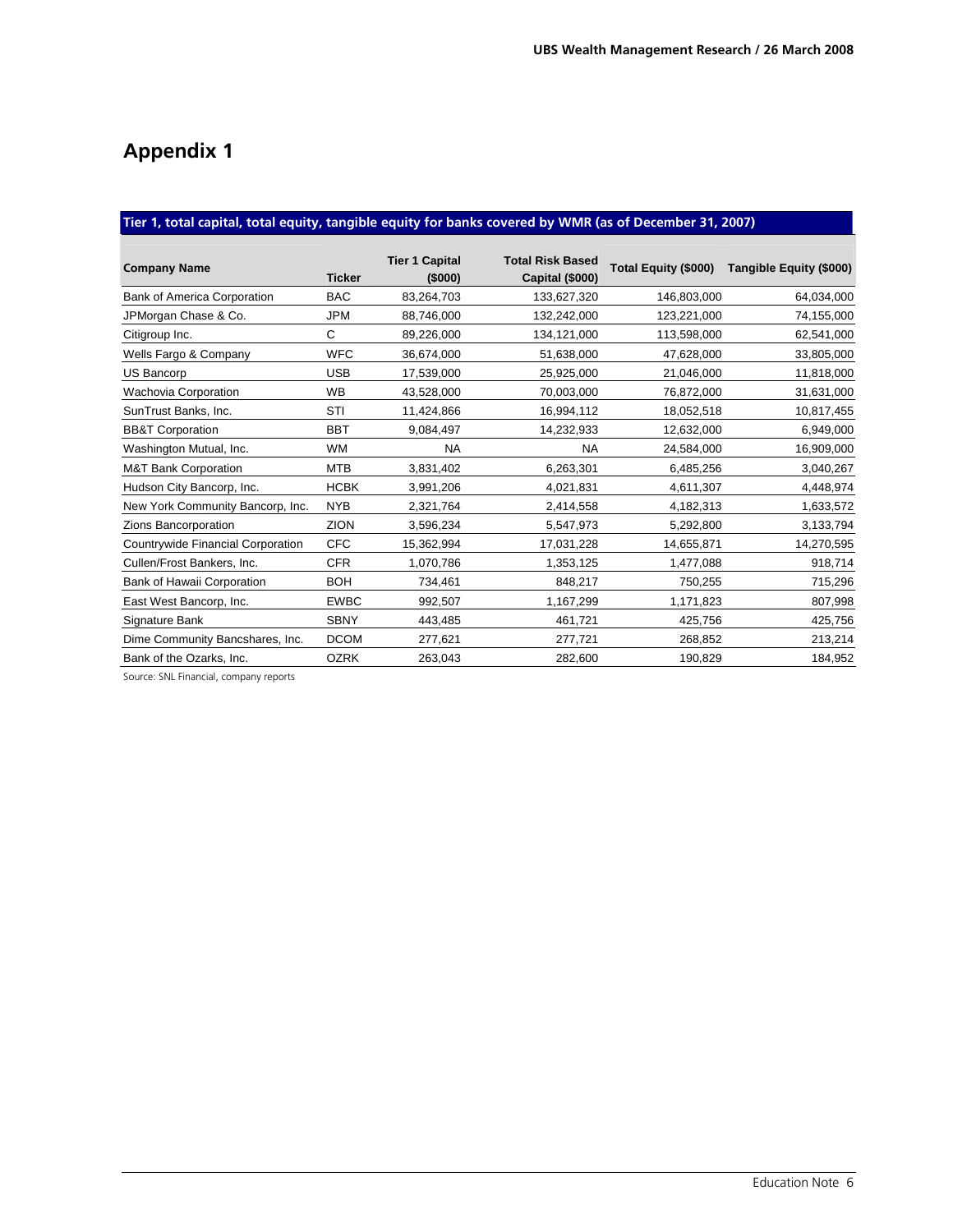# Appendix 1

**Tier 1, total capital, total equity, tangible equity for banks covered by WMR (as of December 31, 2007)**

| Company Name | Ticker | Tier 1 Capital ($000) | Total Risk Based Capital ($000) | Total Equity ($000) | Tangible Equity ($000) |
|---|---|---|---|---|---|
| Bank of America Corporation | BAC | 83,264,703 | 133,627,320 | 146,803,000 | 64,034,000 |
| JPMorgan Chase & Co. | JPM | 88,746,000 | 132,242,000 | 123,221,000 | 74,155,000 |
| Citigroup Inc. | C | 89,226,000 | 134,121,000 | 113,598,000 | 62,541,000 |
| Wells Fargo & Company | WFC | 36,674,000 | 51,638,000 | 47,628,000 | 33,805,000 |
| US Bancorp | USB | 17,539,000 | 25,925,000 | 21,046,000 | 11,818,000 |
| Wachovia Corporation | WB | 43,528,000 | 70,003,000 | 76,872,000 | 31,631,000 |
| SunTrust Banks, Inc. | STI | 11,424,866 | 16,994,112 | 18,052,518 | 10,817,455 |
| BB&T Corporation | BBT | 9,084,497 | 14,232,933 | 12,632,000 | 6,949,000 |
| Washington Mutual, Inc. | WM | NA | NA | 24,584,000 | 16,909,000 |
| M&T Bank Corporation | MTB | 3,831,402 | 6,263,301 | 6,485,256 | 3,040,267 |
| Hudson City Bancorp, Inc. | HCBK | 3,991,206 | 4,021,831 | 4,611,307 | 4,448,974 |
| New York Community Bancorp, Inc. | NYB | 2,321,764 | 2,414,558 | 4,182,313 | 1,633,572 |
| Zions Bancorporation | ZION | 3,596,234 | 5,547,973 | 5,292,800 | 3,133,794 |
| Countrywide Financial Corporation | CFC | 15,362,994 | 17,031,228 | 14,655,871 | 14,270,595 |
| Cullen/Frost Bankers, Inc. | CFR | 1,070,786 | 1,353,125 | 1,477,088 | 918,714 |
| Bank of Hawaii Corporation | BOH | 734,461 | 848,217 | 750,255 | 715,296 |
| East West Bancorp, Inc. | EWBC | 992,507 | 1,167,299 | 1,171,823 | 807,998 |
| Signature Bank | SBNY | 443,485 | 461,721 | 425,756 | 425,756 |
| Dime Community Bancshares, Inc. | DCOM | 277,621 | 277,721 | 268,852 | 213,214 |
| Bank of the Ozarks, Inc. | OZRK | 263,043 | 282,600 | 190,829 | 184,952 |

Source: SNL Financial, company reports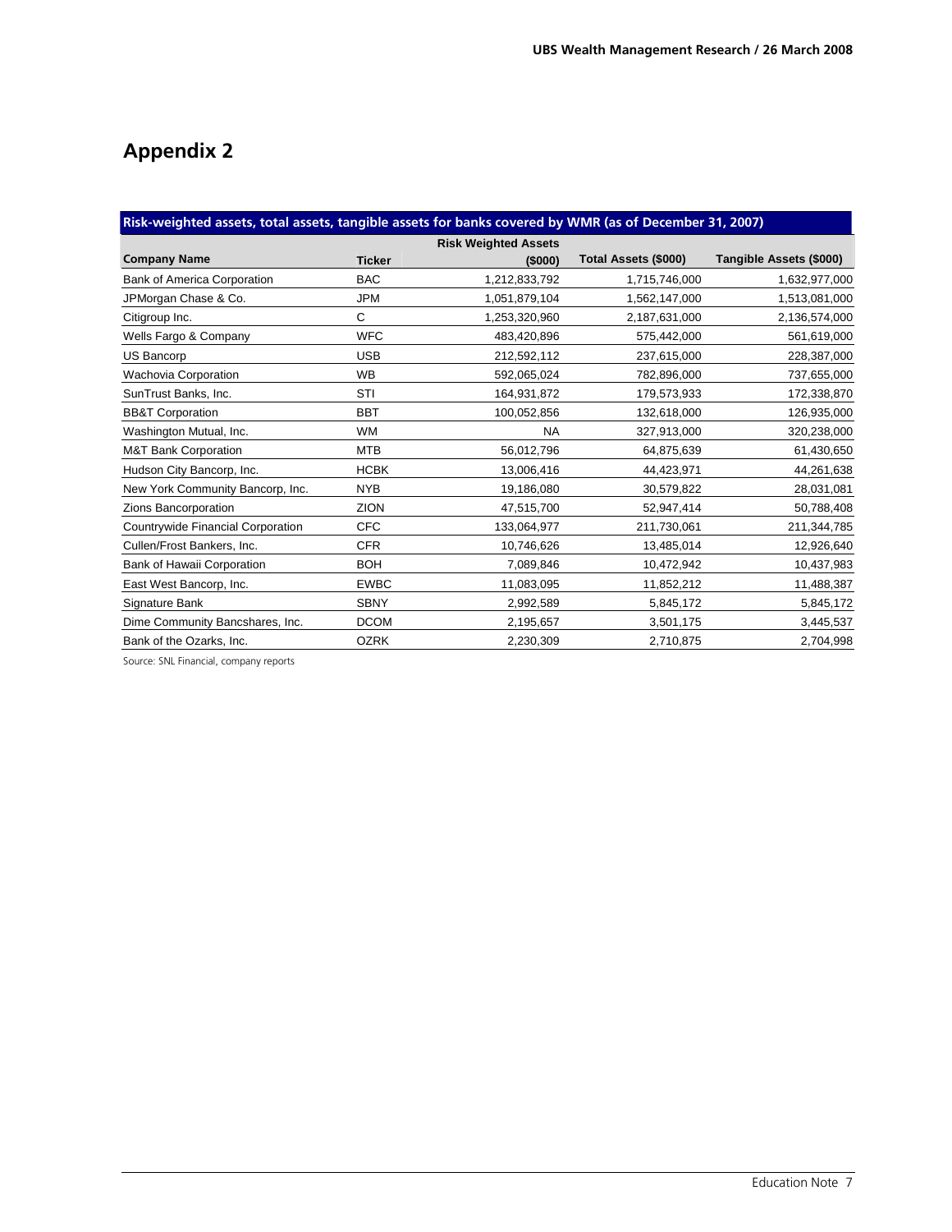# Appendix 2

**Risk-weighted assets, total assets, tangible assets for banks covered by WMR (as of December 31, 2007)**

| Company Name | Ticker | Risk Weighted Assets ($000) | Total Assets ($000) | Tangible Assets ($000) |
|---|---|---|---|---|
| Bank of America Corporation | BAC | 1,212,833,792 | 1,715,746,000 | 1,632,977,000 |
| JPMorgan Chase & Co. | JPM | 1,051,879,104 | 1,562,147,000 | 1,513,081,000 |
| Citigroup Inc. | C | 1,253,320,960 | 2,187,631,000 | 2,136,574,000 |
| Wells Fargo & Company | WFC | 483,420,896 | 575,442,000 | 561,619,000 |
| US Bancorp | USB | 212,592,112 | 237,615,000 | 228,387,000 |
| Wachovia Corporation | WB | 592,065,024 | 782,896,000 | 737,655,000 |
| SunTrust Banks, Inc. | STI | 164,931,872 | 179,573,933 | 172,338,870 |
| BB&T Corporation | BBT | 100,052,856 | 132,618,000 | 126,935,000 |
| Washington Mutual, Inc. | WM | NA | 327,913,000 | 320,238,000 |
| M&T Bank Corporation | MTB | 56,012,796 | 64,875,639 | 61,430,650 |
| Hudson City Bancorp, Inc. | HCBK | 13,006,416 | 44,423,971 | 44,261,638 |
| New York Community Bancorp, Inc. | NYB | 19,186,080 | 30,579,822 | 28,031,081 |
| Zions Bancorporation | ZION | 47,515,700 | 52,947,414 | 50,788,408 |
| Countrywide Financial Corporation | CFC | 133,064,977 | 211,730,061 | 211,344,785 |
| Cullen/Frost Bankers, Inc. | CFR | 10,746,626 | 13,485,014 | 12,926,640 |
| Bank of Hawaii Corporation | BOH | 7,089,846 | 10,472,942 | 10,437,983 |
| East West Bancorp, Inc. | EWBC | 11,083,095 | 11,852,212 | 11,488,387 |
| Signature Bank | SBNY | 2,992,589 | 5,845,172 | 5,845,172 |
| Dime Community Bancshares, Inc. | DCOM | 2,195,657 | 3,501,175 | 3,445,537 |
| Bank of the Ozarks, Inc. | OZRK | 2,230,309 | 2,710,875 | 2,704,998 |

Source: SNL Financial, company reports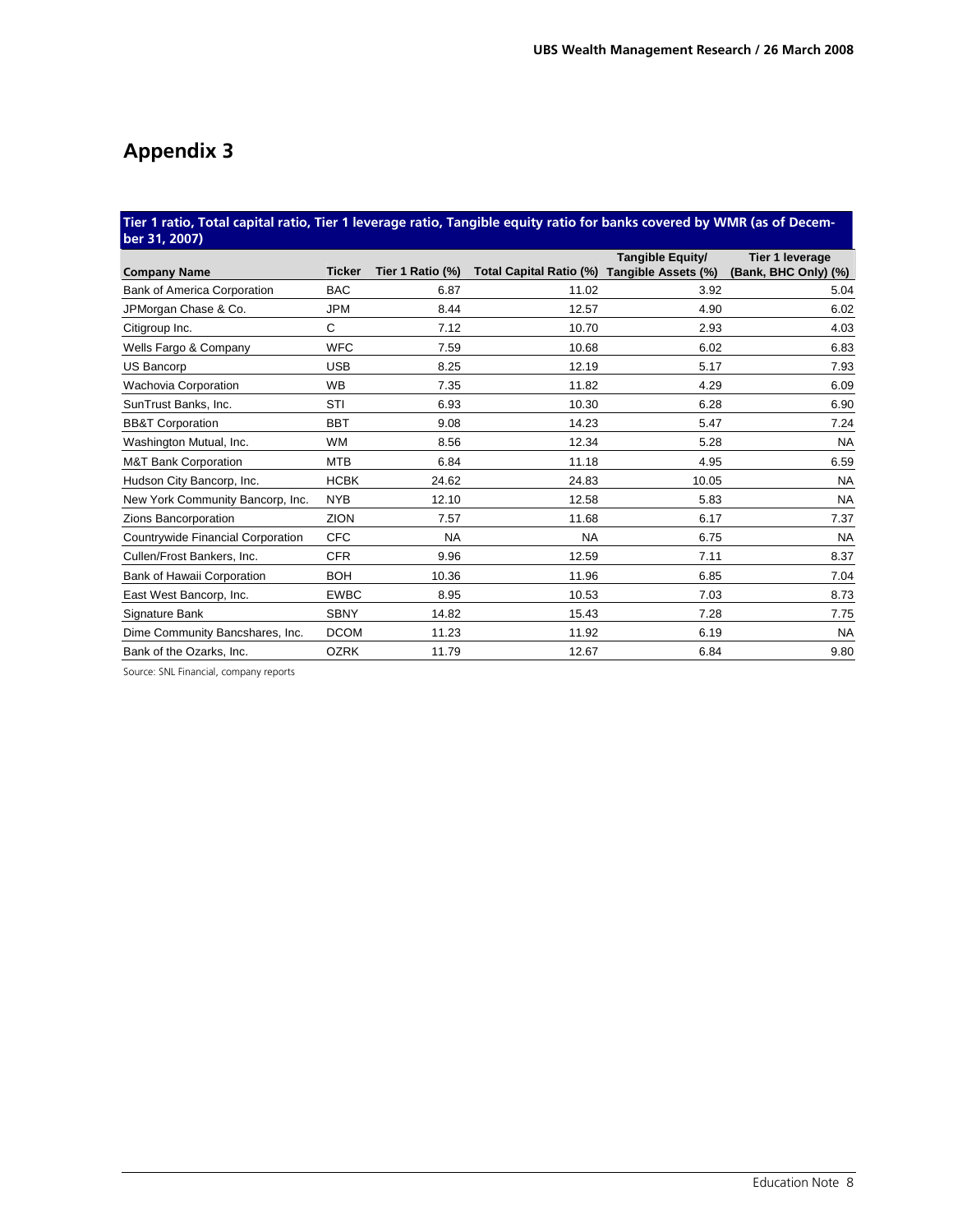# Appendix 3

**Tier 1 ratio, Total capital ratio, Tier 1 leverage ratio, Tangible equity ratio for banks covered by WMR (as of December 31, 2007)**

| Company Name | Ticker | Tier 1 Ratio (%) | Total Capital Ratio (%) | Tangible Equity/ Tangible Assets (%) | Tier 1 leverage (Bank, BHC Only) (%) |
|---|---|---|---|---|---|
| Bank of America Corporation | BAC | 6.87 | 11.02 | 3.92 | 5.04 |
| JPMorgan Chase & Co. | JPM | 8.44 | 12.57 | 4.90 | 6.02 |
| Citigroup Inc. | C | 7.12 | 10.70 | 2.93 | 4.03 |
| Wells Fargo & Company | WFC | 7.59 | 10.68 | 6.02 | 6.83 |
| US Bancorp | USB | 8.25 | 12.19 | 5.17 | 7.93 |
| Wachovia Corporation | WB | 7.35 | 11.82 | 4.29 | 6.09 |
| SunTrust Banks, Inc. | STI | 6.93 | 10.30 | 6.28 | 6.90 |
| BB&T Corporation | BBT | 9.08 | 14.23 | 5.47 | 7.24 |
| Washington Mutual, Inc. | WM | 8.56 | 12.34 | 5.28 | NA |
| M&T Bank Corporation | MTB | 6.84 | 11.18 | 4.95 | 6.59 |
| Hudson City Bancorp, Inc. | HCBK | 24.62 | 24.83 | 10.05 | NA |
| New York Community Bancorp, Inc. | NYB | 12.10 | 12.58 | 5.83 | NA |
| Zions Bancorporation | ZION | 7.57 | 11.68 | 6.17 | 7.37 |
| Countrywide Financial Corporation | CFC | NA | NA | 6.75 | NA |
| Cullen/Frost Bankers, Inc. | CFR | 9.96 | 12.59 | 7.11 | 8.37 |
| Bank of Hawaii Corporation | BOH | 10.36 | 11.96 | 6.85 | 7.04 |
| East West Bancorp, Inc. | EWBC | 8.95 | 10.53 | 7.03 | 8.73 |
| Signature Bank | SBNY | 14.82 | 15.43 | 7.28 | 7.75 |
| Dime Community Bancshares, Inc. | DCOM | 11.23 | 11.92 | 6.19 | NA |
| Bank of the Ozarks, Inc. | OZRK | 11.79 | 12.67 | 6.84 | 9.80 |

Source: SNL Financial, company reports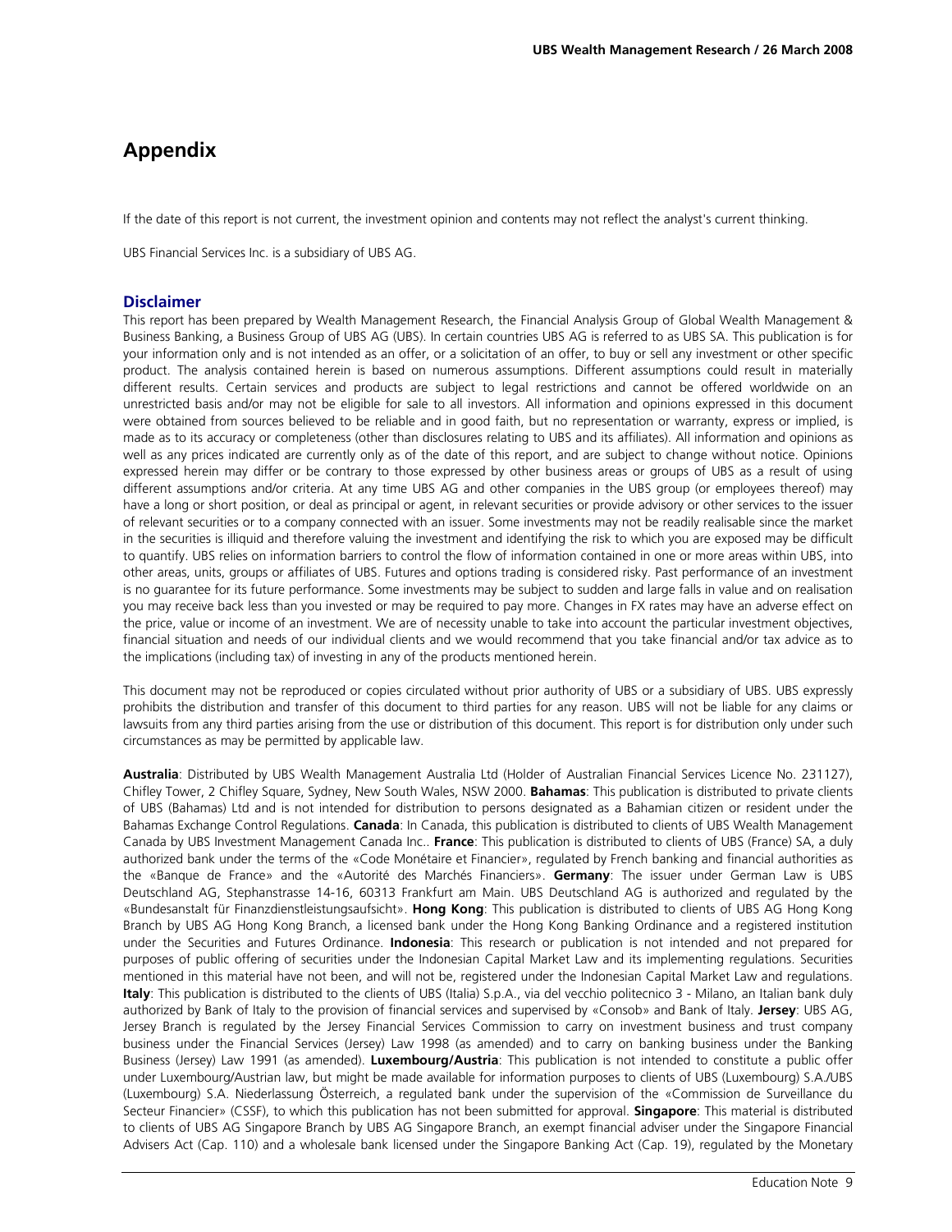# Appendix

If the date of this report is not current, the investment opinion and contents may not reflect the analyst's current thinking.

UBS Financial Services Inc. is a subsidiary of UBS AG.

## Disclaimer

This report has been prepared by Wealth Management Research, the Financial Analysis Group of Global Wealth Management & Business Banking, a Business Group of UBS AG (UBS). In certain countries UBS AG is referred to as UBS SA. This publication is for your information only and is not intended as an offer, or a solicitation of an offer, to buy or sell any investment or other specific product. The analysis contained herein is based on numerous assumptions. Different assumptions could result in materially different results. Certain services and products are subject to legal restrictions and cannot be offered worldwide on an unrestricted basis and/or may not be eligible for sale to all investors. All information and opinions expressed in this document were obtained from sources believed to be reliable and in good faith, but no representation or warranty, express or implied, is made as to its accuracy or completeness (other than disclosures relating to UBS and its affiliates). All information and opinions as well as any prices indicated are currently only as of the date of this report, and are subject to change without notice. Opinions expressed herein may differ or be contrary to those expressed by other business areas or groups of UBS as a result of using different assumptions and/or criteria. At any time UBS AG and other companies in the UBS group (or employees thereof) may have a long or short position, or deal as principal or agent, in relevant securities or provide advisory or other services to the issuer of relevant securities or to a company connected with an issuer. Some investments may not be readily realisable since the market in the securities is illiquid and therefore valuing the investment and identifying the risk to which you are exposed may be difficult to quantify. UBS relies on information barriers to control the flow of information contained in one or more areas within UBS, into other areas, units, groups or affiliates of UBS. Futures and options trading is considered risky. Past performance of an investment is no guarantee for its future performance. Some investments may be subject to sudden and large falls in value and on realisation you may receive back less than you invested or may be required to pay more. Changes in FX rates may have an adverse effect on the price, value or income of an investment. We are of necessity unable to take into account the particular investment objectives, financial situation and needs of our individual clients and we would recommend that you take financial and/or tax advice as to the implications (including tax) of investing in any of the products mentioned herein.

This document may not be reproduced or copies circulated without prior authority of UBS or a subsidiary of UBS. UBS expressly prohibits the distribution and transfer of this document to third parties for any reason. UBS will not be liable for any claims or lawsuits from any third parties arising from the use or distribution of this document. This report is for distribution only under such circumstances as may be permitted by applicable law.

**Australia**: Distributed by UBS Wealth Management Australia Ltd (Holder of Australian Financial Services Licence No. 231127), Chifley Tower, 2 Chifley Square, Sydney, New South Wales, NSW 2000. **Bahamas**: This publication is distributed to private clients of UBS (Bahamas) Ltd and is not intended for distribution to persons designated as a Bahamian citizen or resident under the Bahamas Exchange Control Regulations. **Canada**: In Canada, this publication is distributed to clients of UBS Wealth Management Canada by UBS Investment Management Canada Inc.. **France**: This publication is distributed to clients of UBS (France) SA, a duly authorized bank under the terms of the «Code Monétaire et Financier», regulated by French banking and financial authorities as the «Banque de France» and the «Autorité des Marchés Financiers». **Germany**: The issuer under German Law is UBS Deutschland AG, Stephanstrasse 14-16, 60313 Frankfurt am Main. UBS Deutschland AG is authorized and regulated by the «Bundesanstalt für Finanzdienstleistungsaufsicht». **Hong Kong**: This publication is distributed to clients of UBS AG Hong Kong Branch by UBS AG Hong Kong Branch, a licensed bank under the Hong Kong Banking Ordinance and a registered institution under the Securities and Futures Ordinance. **Indonesia**: This research or publication is not intended and not prepared for purposes of public offering of securities under the Indonesian Capital Market Law and its implementing regulations. Securities mentioned in this material have not been, and will not be, registered under the Indonesian Capital Market Law and regulations. **Italy**: This publication is distributed to the clients of UBS (Italia) S.p.A., via del vecchio politecnico 3 - Milano, an Italian bank duly authorized by Bank of Italy to the provision of financial services and supervised by «Consob» and Bank of Italy. **Jersey**: UBS AG, Jersey Branch is regulated by the Jersey Financial Services Commission to carry on investment business and trust company business under the Financial Services (Jersey) Law 1998 (as amended) and to carry on banking business under the Banking Business (Jersey) Law 1991 (as amended). **Luxembourg/Austria**: This publication is not intended to constitute a public offer under Luxembourg/Austrian law, but might be made available for information purposes to clients of UBS (Luxembourg) S.A./UBS (Luxembourg) S.A. Niederlassung Österreich, a regulated bank under the supervision of the «Commission de Surveillance du Secteur Financier» (CSSF), to which this publication has not been submitted for approval. **Singapore**: This material is distributed to clients of UBS AG Singapore Branch by UBS AG Singapore Branch, an exempt financial adviser under the Singapore Financial Advisers Act (Cap. 110) and a wholesale bank licensed under the Singapore Banking Act (Cap. 19), regulated by the Monetary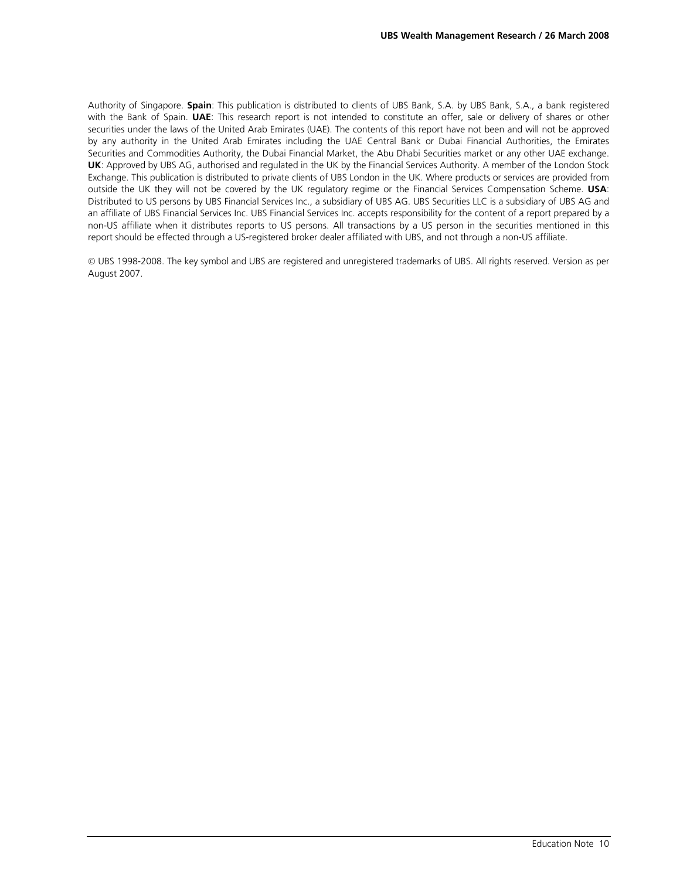Authority of Singapore. **Spain**: This publication is distributed to clients of UBS Bank, S.A. by UBS Bank, S.A., a bank registered with the Bank of Spain. **UAE**: This research report is not intended to constitute an offer, sale or delivery of shares or other securities under the laws of the United Arab Emirates (UAE). The contents of this report have not been and will not be approved by any authority in the United Arab Emirates including the UAE Central Bank or Dubai Financial Authorities, the Emirates Securities and Commodities Authority, the Dubai Financial Market, the Abu Dhabi Securities market or any other UAE exchange. **UK**: Approved by UBS AG, authorised and regulated in the UK by the Financial Services Authority. A member of the London Stock Exchange. This publication is distributed to private clients of UBS London in the UK. Where products or services are provided from outside the UK they will not be covered by the UK regulatory regime or the Financial Services Compensation Scheme. **USA**: Distributed to US persons by UBS Financial Services Inc., a subsidiary of UBS AG. UBS Securities LLC is a subsidiary of UBS AG and an affiliate of UBS Financial Services Inc. UBS Financial Services Inc. accepts responsibility for the content of a report prepared by a non-US affiliate when it distributes reports to US persons. All transactions by a US person in the securities mentioned in this report should be effected through a US-registered broker dealer affiliated with UBS, and not through a non-US affiliate.

© UBS 1998-2008. The key symbol and UBS are registered and unregistered trademarks of UBS. All rights reserved. Version as per August 2007.